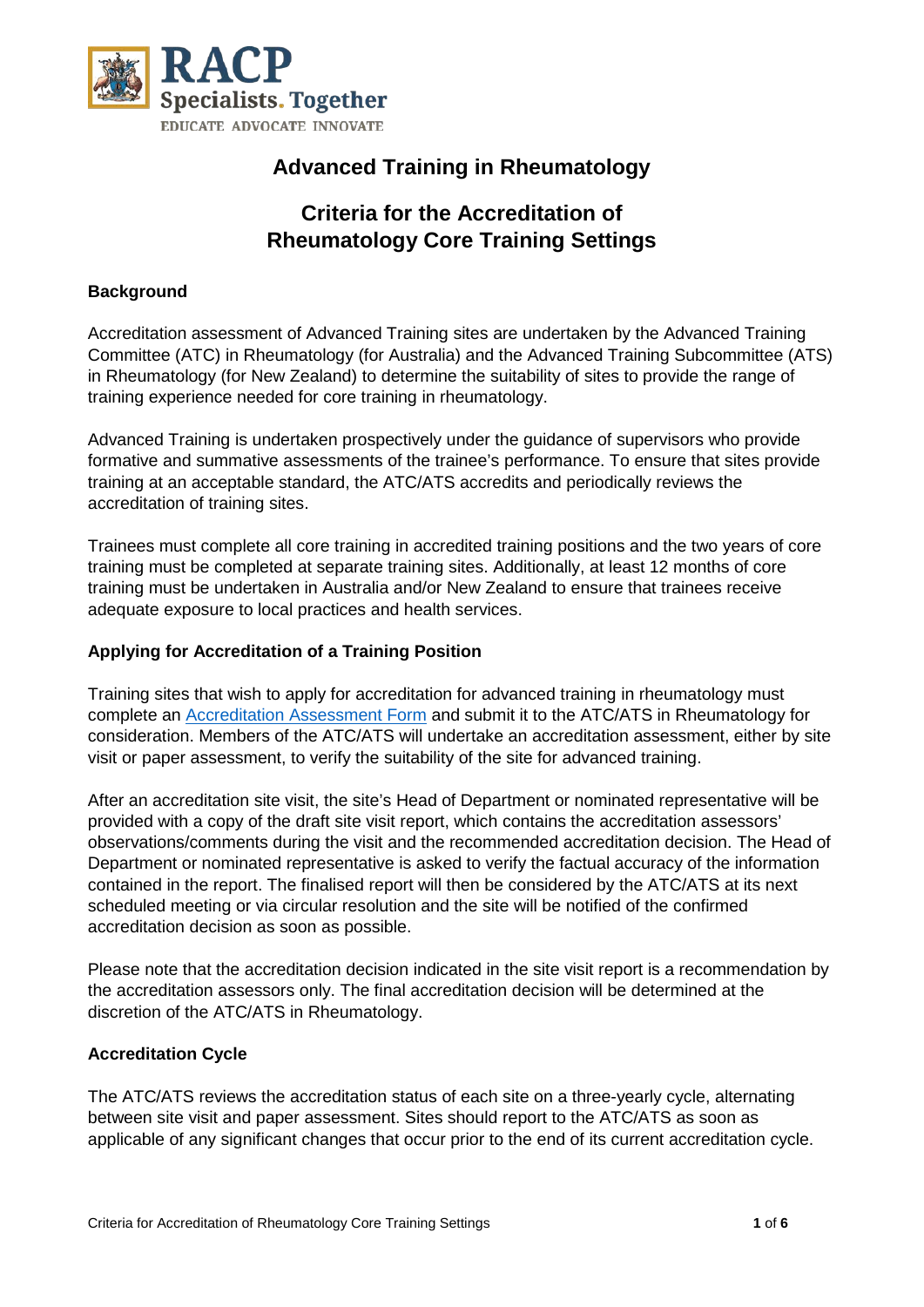# Advanced Training in Rheumatology

## Criteria for the Accreditation of Rheumatology Core Training Settings

### Background

Accreditation assessment of Advanced Training sites are undertaken by the Advanced Training Committee (ATC) in Rheumatology (for Australia) and the Advanced Training Subcommittee (ATS) in Rheumatology (for New Zealand) to determine the suitability of sites to provide the range of training experience needed for core training in rheumatology.

Advanced Training is undertaken prospectively under the guidance of supervisors who provide formative and summative assessments of the trainee's performance. To ensure that sites provide training at an acceptable standard, the ATC/ATS accredits and periodically reviews the accreditation of training sites.

Trainees must complete all core training in accredited training positions and the two years of core training must be completed at separate training sites. Additionally, at least 12 months of core training must be undertaken in Australia and/or New Zealand to ensure that trainees receive adequate exposure to local practices and health services.

### Applying for Accreditation of a Training Position

Training sites that wish to apply for accreditation for advanced training in rheumatology must complete an Accreditation Assessment Form and submit it to the ATC/ATS in Rheumatology for consideration. Members of the ATC/ATS will undertake an accreditation assessment, either by site visit or paper assessment, to verify the suitability of the site for advanced training.

After an accreditation site visit, the site's Head of Department or nominated representative will be provided with a copy of the draft site visit report, which contains the accreditation assessors' observations/comments during the visit and the recommended accreditation decision. The Head of Department or nominated representative is asked to verify the factual accuracy of the information contained in the report. The finalised report will then be considered by the ATC/ATS at its next scheduled meeting or via circular resolution and the site will be notified of the confirmed accreditation decision as soon as possible.

Please note that the accreditation decision indicated in the site visit report is a recommendation by the accreditation assessors only. The final accreditation decision will be determined at the discretion of the ATC/ATS in Rheumatology.

### Accreditation Cycle

The ATC/ATS reviews the accreditation status of each site on a three-yearly cycle, alternating between site visit and paper assessment. Sites should report to the ATC/ATS as soon as applicable of any significant changes that occur prior to the end of its current accreditation cycle.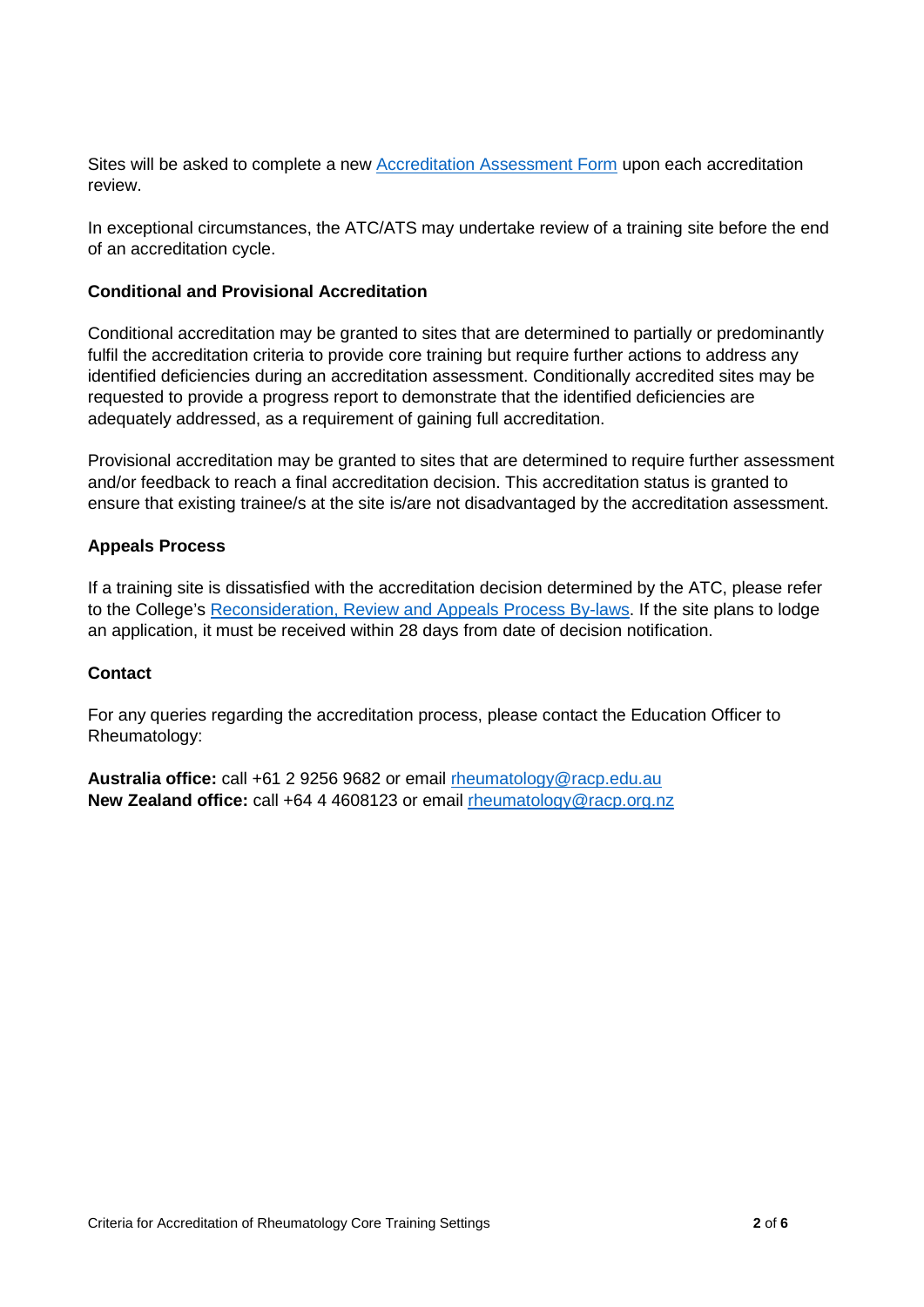Sites will be asked to complete a new [Accreditation Assessment Form] upon each accreditation review.

In exceptional circumstances, the ATC/ATS may undertake review of a training site before the end of an accreditation cycle.

**Conditional and Provisional Accreditation**

Conditional accreditation may be granted to sites that are determined to partially or predominantly fulfil the accreditation criteria to provide core training but require further actions to address any identified deficiencies during an accreditation assessment. Conditionally accredited sites may be requested to provide a progress report to demonstrate that the identified deficiencies are adequately addressed, as a requirement of gaining full accreditation.

Provisional accreditation may be granted to sites that are determined to require further assessment and/or feedback to reach a final accreditation decision. This accreditation status is granted to ensure that existing trainee/s at the site is/are not disadvantaged by the accreditation assessment.

**Appeals Process**

If a training site is dissatisfied with the accreditation decision determined by the ATC, please refer to the College's [Reconsideration, Review and Appeals Process By-laws]. If the site plans to lodge an application, it must be received within 28 days from date of decision notification.

**Contact**

For any queries regarding the accreditation process, please contact the Education Officer to Rheumatology:

**Australia office:** call +61 2 9256 9682 or email rheumatology@racp.edu.au
**New Zealand office:** call +64 4 4608123 or email rheumatology@racp.org.nz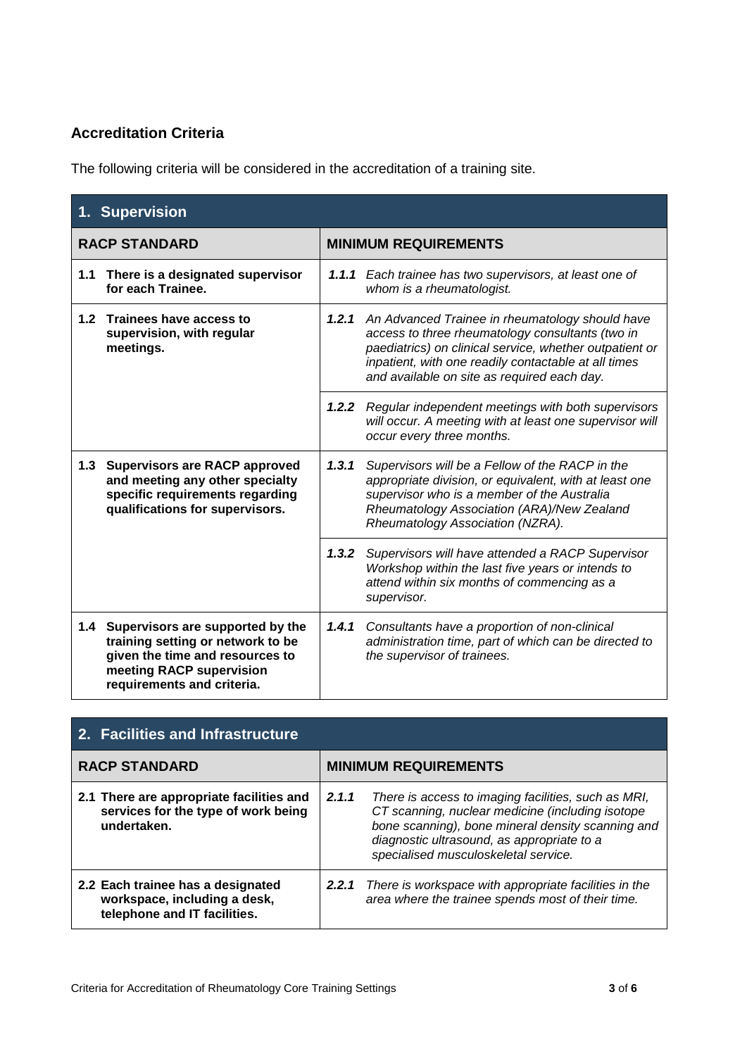## Accreditation Criteria

The following criteria will be considered in the accreditation of a training site.

| 1. Supervision | | |
|---|---|---|
| **RACP STANDARD** | **MINIMUM REQUIREMENTS** | |
| **1.1 There is a designated supervisor for each Trainee.** | ***1.1.1*** | *Each trainee has two supervisors, at least one of whom is a rheumatologist.* |
| **1.2 Trainees have access to supervision, with regular meetings.** | ***1.2.1*** | *An Advanced Trainee in rheumatology should have access to three rheumatology consultants (two in paediatrics) on clinical service, whether outpatient or inpatient, with one readily contactable at all times and available on site as required each day.* |
| | ***1.2.2*** | *Regular independent meetings with both supervisors will occur. A meeting with at least one supervisor will occur every three months.* |
| **1.3 Supervisors are RACP approved and meeting any other specialty specific requirements regarding qualifications for supervisors.** | ***1.3.1*** | *Supervisors will be a Fellow of the RACP in the appropriate division, or equivalent, with at least one supervisor who is a member of the Australia Rheumatology Association (ARA)/New Zealand Rheumatology Association (NZRA).* |
| | ***1.3.2*** | *Supervisors will have attended a RACP Supervisor Workshop within the last five years or intends to attend within six months of commencing as a supervisor.* |
| **1.4 Supervisors are supported by the training setting or network to be given the time and resources to meeting RACP supervision requirements and criteria.** | ***1.4.1*** | *Consultants have a proportion of non-clinical administration time, part of which can be directed to the supervisor of trainees.* |

| 2. Facilities and Infrastructure | | |
|---|---|---|
| **RACP STANDARD** | **MINIMUM REQUIREMENTS** | |
| **2.1 There are appropriate facilities and services for the type of work being undertaken.** | ***2.1.1*** | *There is access to imaging facilities, such as MRI, CT scanning, nuclear medicine (including isotope bone scanning), bone mineral density scanning and diagnostic ultrasound, as appropriate to a specialised musculoskeletal service.* |
| **2.2 Each trainee has a designated workspace, including a desk, telephone and IT facilities.** | ***2.2.1*** | *There is workspace with appropriate facilities in the area where the trainee spends most of their time.* |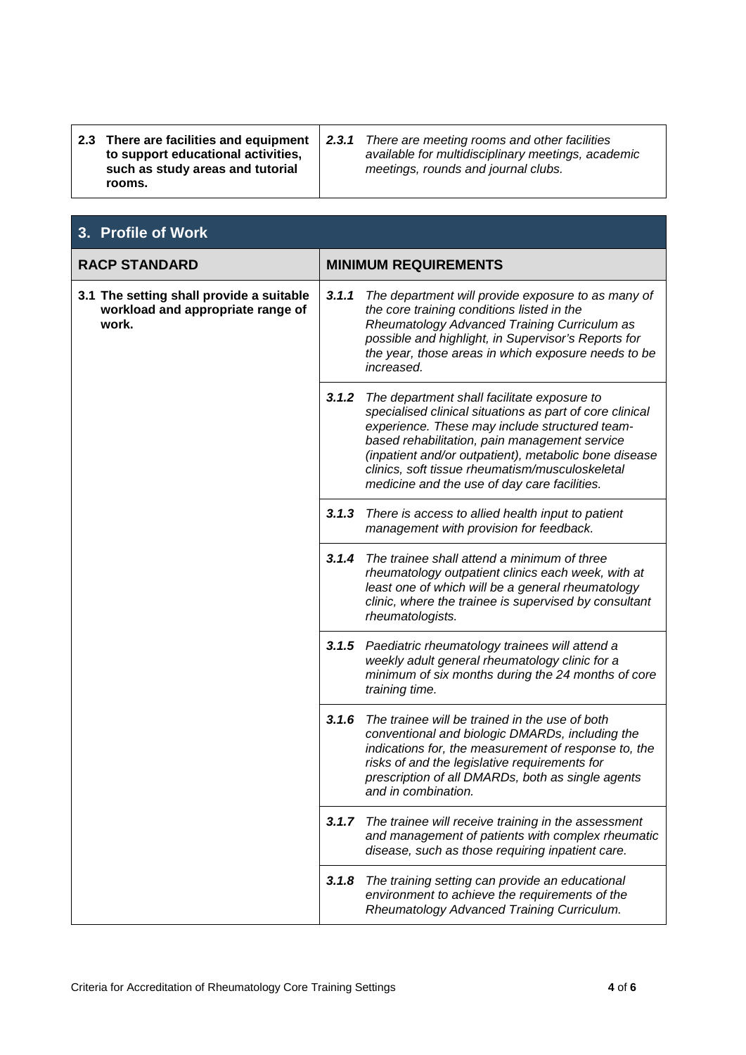| | |
|---|---|
| **2.3 There are facilities and equipment to support educational activities, such as study areas and tutorial rooms.** | ***2.3.1*** *There are meeting rooms and other facilities available for multidisciplinary meetings, academic meetings, rounds and journal clubs.* |

## 3. Profile of Work

| RACP STANDARD | MINIMUM REQUIREMENTS |
|---|---|
| **3.1 The setting shall provide a suitable workload and appropriate range of work.** | ***3.1.1*** *The department will provide exposure to as many of the core training conditions listed in the Rheumatology Advanced Training Curriculum as possible and highlight, in Supervisor's Reports for the year, those areas in which exposure needs to be increased.* |
| | ***3.1.2*** *The department shall facilitate exposure to specialised clinical situations as part of core clinical experience. These may include structured team-based rehabilitation, pain management service (inpatient and/or outpatient), metabolic bone disease clinics, soft tissue rheumatism/musculoskeletal medicine and the use of day care facilities.* |
| | ***3.1.3*** *There is access to allied health input to patient management with provision for feedback.* |
| | ***3.1.4*** *The trainee shall attend a minimum of three rheumatology outpatient clinics each week, with at least one of which will be a general rheumatology clinic, where the trainee is supervised by consultant rheumatologists.* |
| | ***3.1.5*** *Paediatric rheumatology trainees will attend a weekly adult general rheumatology clinic for a minimum of six months during the 24 months of core training time.* |
| | ***3.1.6*** *The trainee will be trained in the use of both conventional and biologic DMARDs, including the indications for, the measurement of response to, the risks of and the legislative requirements for prescription of all DMARDs, both as single agents and in combination.* |
| | ***3.1.7*** *The trainee will receive training in the assessment and management of patients with complex rheumatic disease, such as those requiring inpatient care.* |
| | ***3.1.8*** *The training setting can provide an educational environment to achieve the requirements of the Rheumatology Advanced Training Curriculum.* |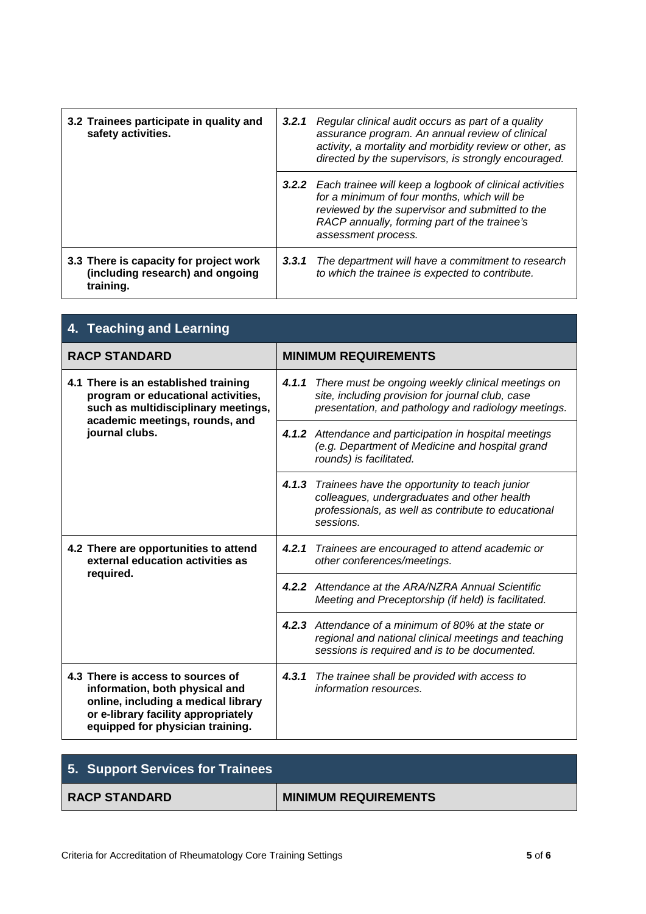| | |
|---|---|
| **3.2 Trainees participate in quality and safety activities.** | ***3.2.1*** *Regular clinical audit occurs as part of a quality assurance program. An annual review of clinical activity, a mortality and morbidity review or other, as directed by the supervisors, is strongly encouraged.* |
| | ***3.2.2*** *Each trainee will keep a logbook of clinical activities for a minimum of four months, which will be reviewed by the supervisor and submitted to the RACP annually, forming part of the trainee's assessment process.* |
| **3.3 There is capacity for project work (including research) and ongoing training.** | ***3.3.1*** *The department will have a commitment to research to which the trainee is expected to contribute.* |

## 4. Teaching and Learning

| RACP STANDARD | MINIMUM REQUIREMENTS |
|---|---|
| **4.1 There is an established training program or educational activities, such as multidisciplinary meetings, academic meetings, rounds, and journal clubs.** | ***4.1.1*** *There must be ongoing weekly clinical meetings on site, including provision for journal club, case presentation, and pathology and radiology meetings.* |
| | ***4.1.2*** *Attendance and participation in hospital meetings (e.g. Department of Medicine and hospital grand rounds) is facilitated.* |
| | ***4.1.3*** *Trainees have the opportunity to teach junior colleagues, undergraduates and other health professionals, as well as contribute to educational sessions.* |
| **4.2 There are opportunities to attend external education activities as required.** | ***4.2.1*** *Trainees are encouraged to attend academic or other conferences/meetings.* |
| | ***4.2.2*** *Attendance at the ARA/NZRA Annual Scientific Meeting and Preceptorship (if held) is facilitated.* |
| | ***4.2.3*** *Attendance of a minimum of 80% at the state or regional and national clinical meetings and teaching sessions is required and is to be documented.* |
| **4.3 There is access to sources of information, both physical and online, including a medical library or e-library facility appropriately equipped for physician training.** | ***4.3.1*** *The trainee shall be provided with access to information resources.* |

## 5. Support Services for Trainees

| RACP STANDARD | MINIMUM REQUIREMENTS |
|---|---|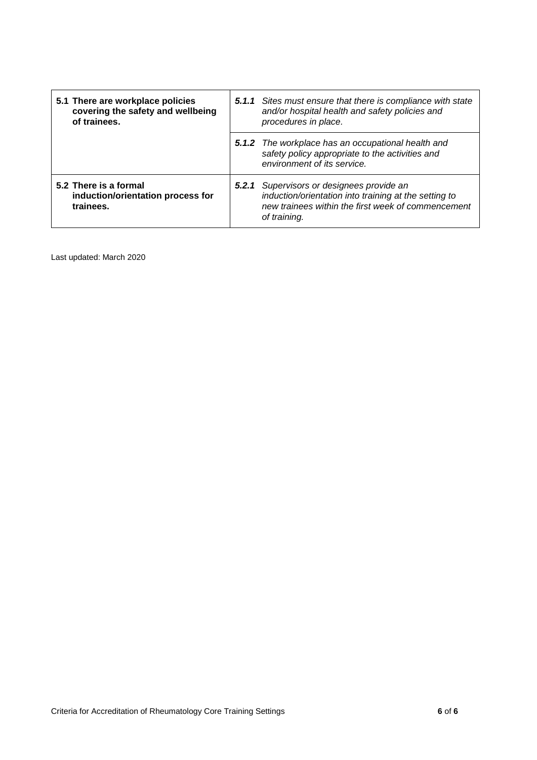| | |
|---|---|
| **5.1 There are workplace policies covering the safety and wellbeing of trainees.** | ***5.1.1*** *Sites must ensure that there is compliance with state and/or hospital health and safety policies and procedures in place.* |
| | ***5.1.2*** *The workplace has an occupational health and safety policy appropriate to the activities and environment of its service.* |
| **5.2 There is a formal induction/orientation process for trainees.** | ***5.2.1*** *Supervisors or designees provide an induction/orientation into training at the setting to new trainees within the first week of commencement of training.* |

Last updated: March 2020